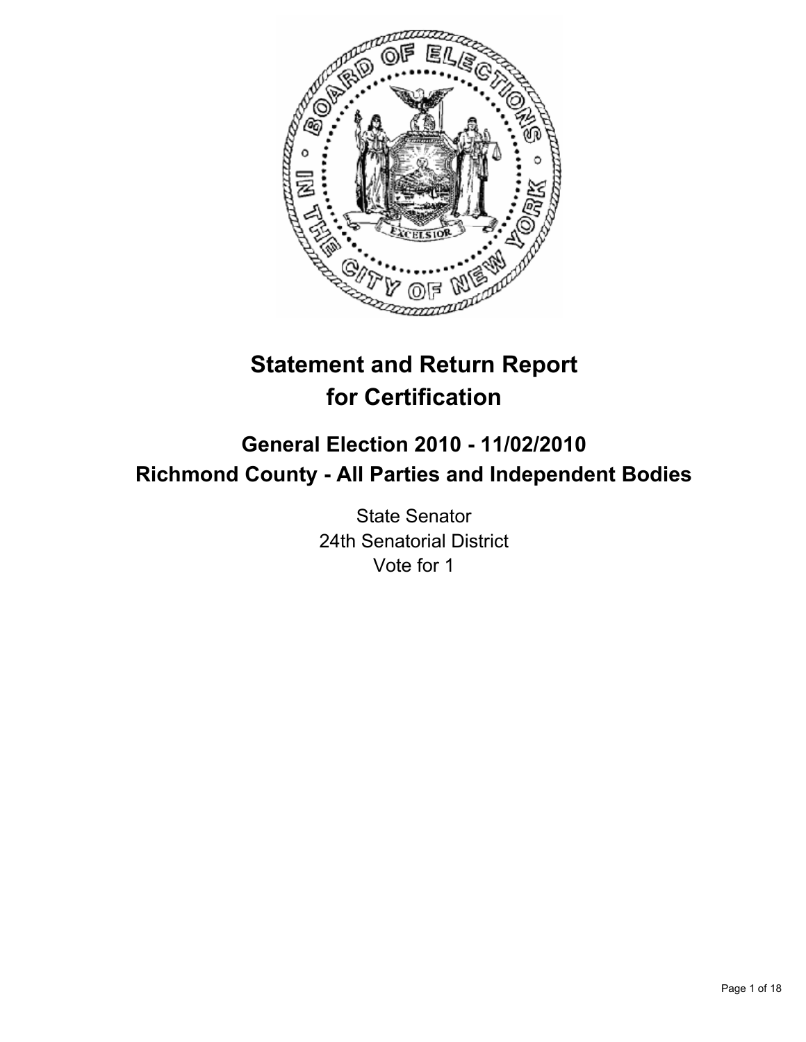# Statement and Return Report for Certification

## General Election 2010 - 11/02/2010
## Richmond County - All Parties and Independent Bodies

State Senator
24th Senatorial District
Vote for 1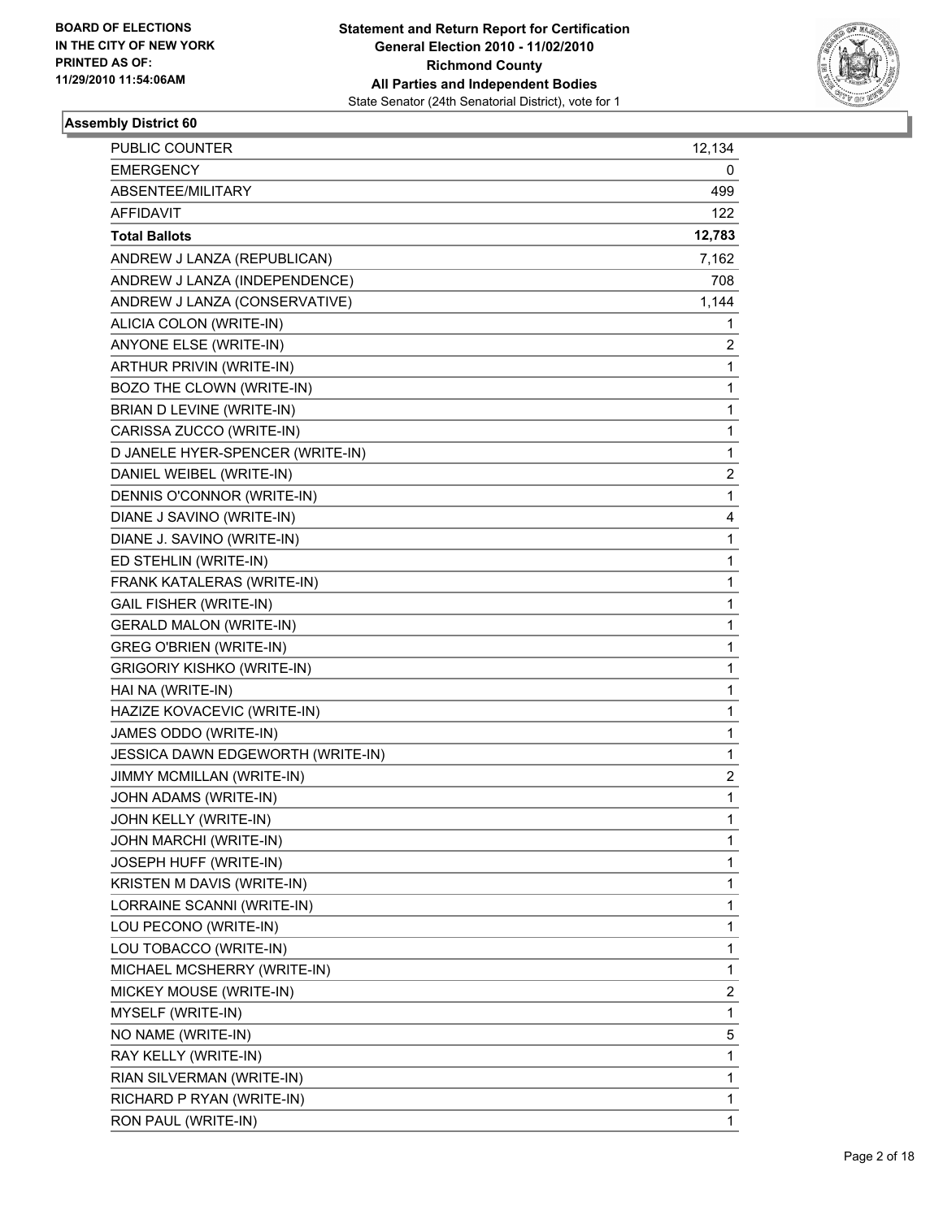**BOARD OF ELECTIONS IN THE CITY OF NEW YORK PRINTED AS OF: 11/29/2010 11:54:06AM**

**Statement and Return Report for Certification General Election 2010 - 11/02/2010 Richmond County All Parties and Independent Bodies**
State Senator (24th Senatorial District), vote for 1

### Assembly District 60

| | |
|---|---|
| PUBLIC COUNTER | 12,134 |
| EMERGENCY | 0 |
| ABSENTEE/MILITARY | 499 |
| AFFIDAVIT | 122 |
| **Total Ballots** | **12,783** |
| ANDREW J LANZA (REPUBLICAN) | 7,162 |
| ANDREW J LANZA (INDEPENDENCE) | 708 |
| ANDREW J LANZA (CONSERVATIVE) | 1,144 |
| ALICIA COLON (WRITE-IN) | 1 |
| ANYONE ELSE (WRITE-IN) | 2 |
| ARTHUR PRIVIN (WRITE-IN) | 1 |
| BOZO THE CLOWN (WRITE-IN) | 1 |
| BRIAN D LEVINE (WRITE-IN) | 1 |
| CARISSA ZUCCO (WRITE-IN) | 1 |
| D JANELE HYER-SPENCER (WRITE-IN) | 1 |
| DANIEL WEIBEL (WRITE-IN) | 2 |
| DENNIS O'CONNOR (WRITE-IN) | 1 |
| DIANE J SAVINO (WRITE-IN) | 4 |
| DIANE J. SAVINO (WRITE-IN) | 1 |
| ED STEHLIN (WRITE-IN) | 1 |
| FRANK KATALERAS (WRITE-IN) | 1 |
| GAIL FISHER (WRITE-IN) | 1 |
| GERALD MALON (WRITE-IN) | 1 |
| GREG O'BRIEN (WRITE-IN) | 1 |
| GRIGORIY KISHKO (WRITE-IN) | 1 |
| HAI NA (WRITE-IN) | 1 |
| HAZIZE KOVACEVIC (WRITE-IN) | 1 |
| JAMES ODDO (WRITE-IN) | 1 |
| JESSICA DAWN EDGEWORTH (WRITE-IN) | 1 |
| JIMMY MCMILLAN (WRITE-IN) | 2 |
| JOHN ADAMS (WRITE-IN) | 1 |
| JOHN KELLY (WRITE-IN) | 1 |
| JOHN MARCHI (WRITE-IN) | 1 |
| JOSEPH HUFF (WRITE-IN) | 1 |
| KRISTEN M DAVIS (WRITE-IN) | 1 |
| LORRAINE SCANNI (WRITE-IN) | 1 |
| LOU PECONO (WRITE-IN) | 1 |
| LOU TOBACCO (WRITE-IN) | 1 |
| MICHAEL MCSHERRY (WRITE-IN) | 1 |
| MICKEY MOUSE (WRITE-IN) | 2 |
| MYSELF (WRITE-IN) | 1 |
| NO NAME (WRITE-IN) | 5 |
| RAY KELLY (WRITE-IN) | 1 |
| RIAN SILVERMAN (WRITE-IN) | 1 |
| RICHARD P RYAN (WRITE-IN) | 1 |
| RON PAUL (WRITE-IN) | 1 |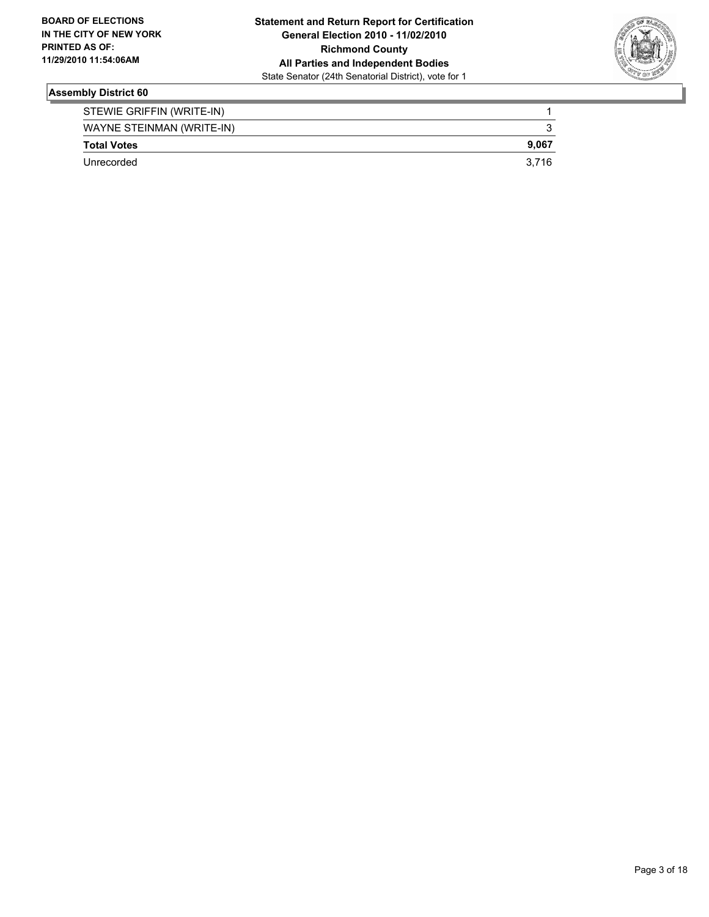**BOARD OF ELECTIONS IN THE CITY OF NEW YORK PRINTED AS OF: 11/29/2010 11:54:06AM**

**Statement and Return Report for Certification**
**General Election 2010 - 11/02/2010**
**Richmond County**
**All Parties and Independent Bodies**
State Senator (24th Senatorial District), vote for 1

### Assembly District 60

| | |
|---|---|
| STEWIE GRIFFIN (WRITE-IN) | 1 |
| WAYNE STEINMAN (WRITE-IN) | 3 |
| **Total Votes** | **9,067** |
| Unrecorded | 3,716 |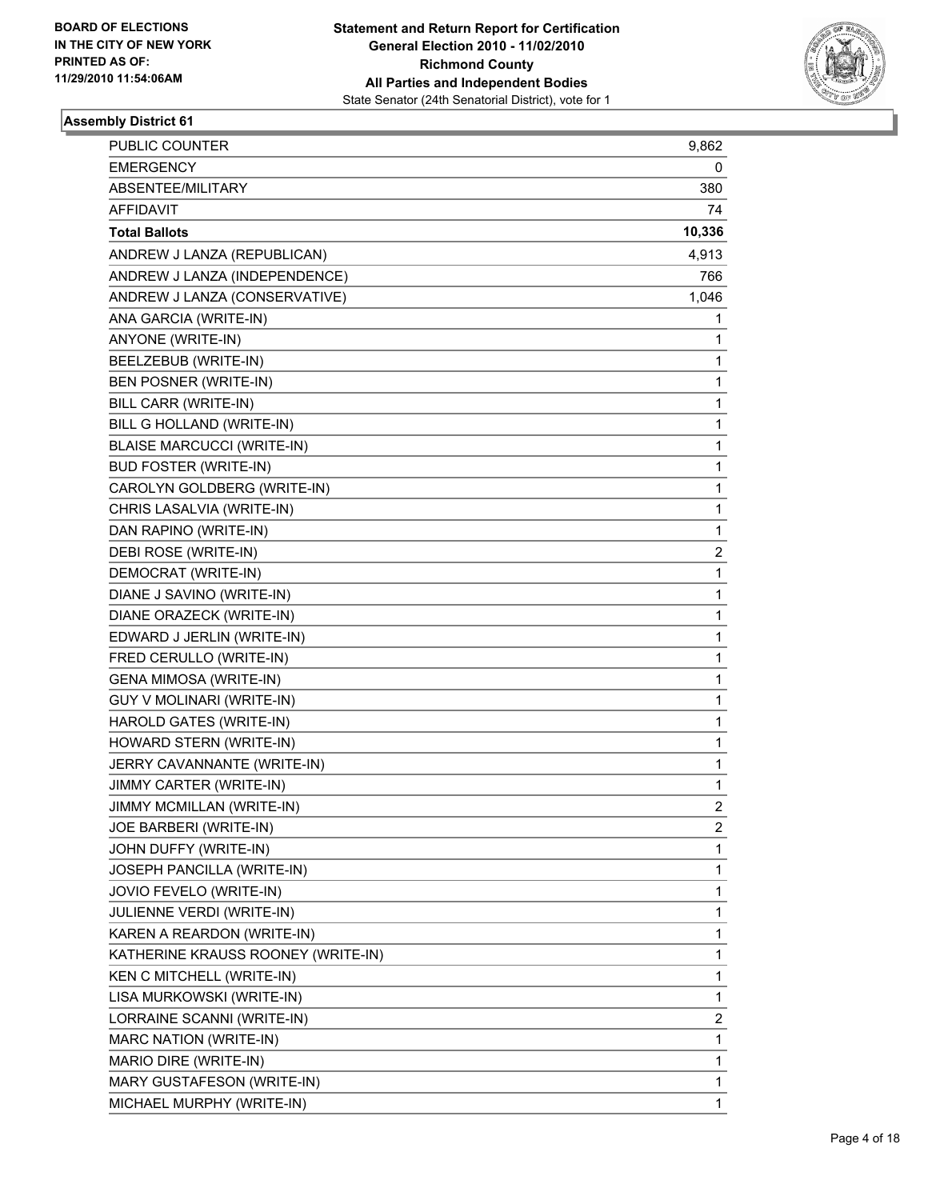BOARD OF ELECTIONS
IN THE CITY OF NEW YORK
PRINTED AS OF:
11/29/2010 11:54:06AM

**Statement and Return Report for Certification**
**General Election 2010 - 11/02/2010**
**Richmond County**
**All Parties and Independent Bodies**
State Senator (24th Senatorial District), vote for 1

### Assembly District 61

| | |
|---|---|
| PUBLIC COUNTER | 9,862 |
| EMERGENCY | 0 |
| ABSENTEE/MILITARY | 380 |
| AFFIDAVIT | 74 |
| **Total Ballots** | **10,336** |
| ANDREW J LANZA (REPUBLICAN) | 4,913 |
| ANDREW J LANZA (INDEPENDENCE) | 766 |
| ANDREW J LANZA (CONSERVATIVE) | 1,046 |
| ANA GARCIA (WRITE-IN) | 1 |
| ANYONE (WRITE-IN) | 1 |
| BEELZEBUB (WRITE-IN) | 1 |
| BEN POSNER (WRITE-IN) | 1 |
| BILL CARR (WRITE-IN) | 1 |
| BILL G HOLLAND (WRITE-IN) | 1 |
| BLAISE MARCUCCI (WRITE-IN) | 1 |
| BUD FOSTER (WRITE-IN) | 1 |
| CAROLYN GOLDBERG (WRITE-IN) | 1 |
| CHRIS LASALVIA (WRITE-IN) | 1 |
| DAN RAPINO (WRITE-IN) | 1 |
| DEBI ROSE (WRITE-IN) | 2 |
| DEMOCRAT (WRITE-IN) | 1 |
| DIANE J SAVINO (WRITE-IN) | 1 |
| DIANE ORAZECK (WRITE-IN) | 1 |
| EDWARD J JERLIN (WRITE-IN) | 1 |
| FRED CERULLO (WRITE-IN) | 1 |
| GENA MIMOSA (WRITE-IN) | 1 |
| GUY V MOLINARI (WRITE-IN) | 1 |
| HAROLD GATES (WRITE-IN) | 1 |
| HOWARD STERN (WRITE-IN) | 1 |
| JERRY CAVANNANTE (WRITE-IN) | 1 |
| JIMMY CARTER (WRITE-IN) | 1 |
| JIMMY MCMILLAN (WRITE-IN) | 2 |
| JOE BARBERI (WRITE-IN) | 2 |
| JOHN DUFFY (WRITE-IN) | 1 |
| JOSEPH PANCILLA (WRITE-IN) | 1 |
| JOVIO FEVELO (WRITE-IN) | 1 |
| JULIENNE VERDI (WRITE-IN) | 1 |
| KAREN A REARDON (WRITE-IN) | 1 |
| KATHERINE KRAUSS ROONEY (WRITE-IN) | 1 |
| KEN C MITCHELL (WRITE-IN) | 1 |
| LISA MURKOWSKI (WRITE-IN) | 1 |
| LORRAINE SCANNI (WRITE-IN) | 2 |
| MARC NATION (WRITE-IN) | 1 |
| MARIO DIRE (WRITE-IN) | 1 |
| MARY GUSTAFESON (WRITE-IN) | 1 |
| MICHAEL MURPHY (WRITE-IN) | 1 |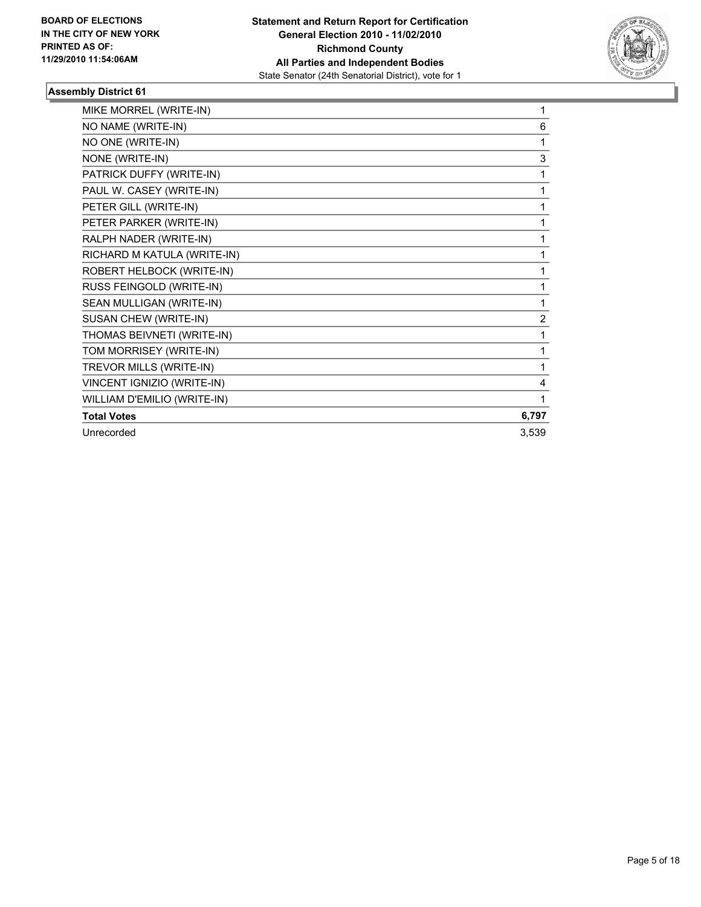**BOARD OF ELECTIONS IN THE CITY OF NEW YORK**
**PRINTED AS OF: 11/29/2010 11:54:06AM**

**Statement and Return Report for Certification**
**General Election 2010 - 11/02/2010**
**Richmond County**
**All Parties and Independent Bodies**
State Senator (24th Senatorial District), vote for 1

### Assembly District 61

| | |
|---|---|
| MIKE MORREL (WRITE-IN) | 1 |
| NO NAME (WRITE-IN) | 6 |
| NO ONE (WRITE-IN) | 1 |
| NONE (WRITE-IN) | 3 |
| PATRICK DUFFY (WRITE-IN) | 1 |
| PAUL W. CASEY (WRITE-IN) | 1 |
| PETER GILL (WRITE-IN) | 1 |
| PETER PARKER (WRITE-IN) | 1 |
| RALPH NADER (WRITE-IN) | 1 |
| RICHARD M KATULA (WRITE-IN) | 1 |
| ROBERT HELBOCK (WRITE-IN) | 1 |
| RUSS FEINGOLD (WRITE-IN) | 1 |
| SEAN MULLIGAN (WRITE-IN) | 1 |
| SUSAN CHEW (WRITE-IN) | 2 |
| THOMAS BEIVNETI (WRITE-IN) | 1 |
| TOM MORRISEY (WRITE-IN) | 1 |
| TREVOR MILLS (WRITE-IN) | 1 |
| VINCENT IGNIZIO (WRITE-IN) | 4 |
| WILLIAM D'EMILIO (WRITE-IN) | 1 |
| **Total Votes** | **6,797** |
| Unrecorded | 3,539 |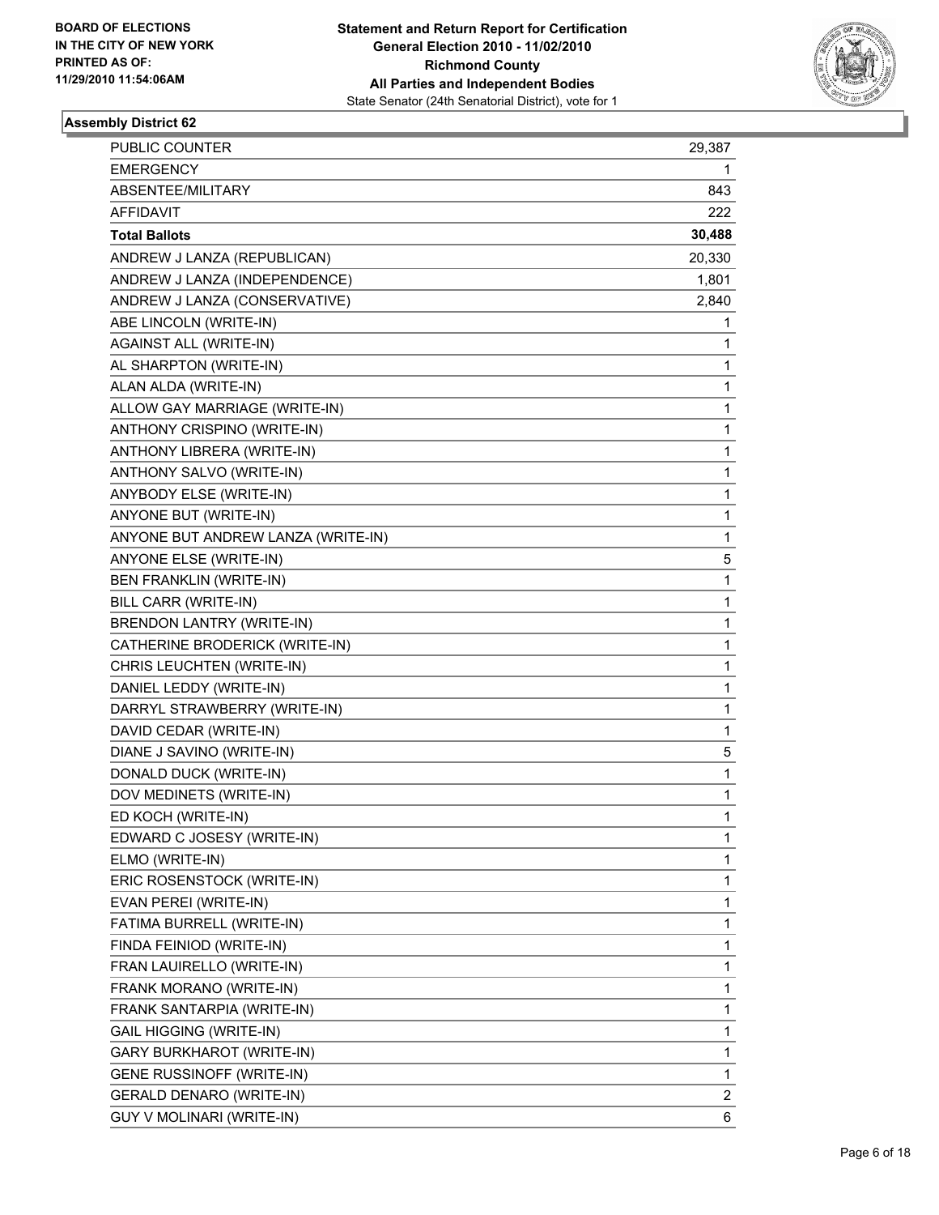BOARD OF ELECTIONS
IN THE CITY OF NEW YORK
PRINTED AS OF:
11/29/2010 11:54:06AM

**Statement and Return Report for Certification**
**General Election 2010 - 11/02/2010**
**Richmond County**
**All Parties and Independent Bodies**
State Senator (24th Senatorial District), vote for 1

### Assembly District 62

| | |
|---|---|
| PUBLIC COUNTER | 29,387 |
| EMERGENCY | 1 |
| ABSENTEE/MILITARY | 843 |
| AFFIDAVIT | 222 |
| **Total Ballots** | **30,488** |
| ANDREW J LANZA (REPUBLICAN) | 20,330 |
| ANDREW J LANZA (INDEPENDENCE) | 1,801 |
| ANDREW J LANZA (CONSERVATIVE) | 2,840 |
| ABE LINCOLN (WRITE-IN) | 1 |
| AGAINST ALL (WRITE-IN) | 1 |
| AL SHARPTON (WRITE-IN) | 1 |
| ALAN ALDA (WRITE-IN) | 1 |
| ALLOW GAY MARRIAGE (WRITE-IN) | 1 |
| ANTHONY CRISPINO (WRITE-IN) | 1 |
| ANTHONY LIBRERA (WRITE-IN) | 1 |
| ANTHONY SALVO (WRITE-IN) | 1 |
| ANYBODY ELSE (WRITE-IN) | 1 |
| ANYONE BUT (WRITE-IN) | 1 |
| ANYONE BUT ANDREW LANZA (WRITE-IN) | 1 |
| ANYONE ELSE (WRITE-IN) | 5 |
| BEN FRANKLIN (WRITE-IN) | 1 |
| BILL CARR (WRITE-IN) | 1 |
| BRENDON LANTRY (WRITE-IN) | 1 |
| CATHERINE BRODERICK (WRITE-IN) | 1 |
| CHRIS LEUCHTEN (WRITE-IN) | 1 |
| DANIEL LEDDY (WRITE-IN) | 1 |
| DARRYL STRAWBERRY (WRITE-IN) | 1 |
| DAVID CEDAR (WRITE-IN) | 1 |
| DIANE J SAVINO (WRITE-IN) | 5 |
| DONALD DUCK (WRITE-IN) | 1 |
| DOV MEDINETS (WRITE-IN) | 1 |
| ED KOCH (WRITE-IN) | 1 |
| EDWARD C JOSESY (WRITE-IN) | 1 |
| ELMO (WRITE-IN) | 1 |
| ERIC ROSENSTOCK (WRITE-IN) | 1 |
| EVAN PEREI (WRITE-IN) | 1 |
| FATIMA BURRELL (WRITE-IN) | 1 |
| FINDA FEINIOD (WRITE-IN) | 1 |
| FRAN LAUIRELLO (WRITE-IN) | 1 |
| FRANK MORANO (WRITE-IN) | 1 |
| FRANK SANTARPIA (WRITE-IN) | 1 |
| GAIL HIGGING (WRITE-IN) | 1 |
| GARY BURKHAROT (WRITE-IN) | 1 |
| GENE RUSSINOFF (WRITE-IN) | 1 |
| GERALD DENARO (WRITE-IN) | 2 |
| GUY V MOLINARI (WRITE-IN) | 6 |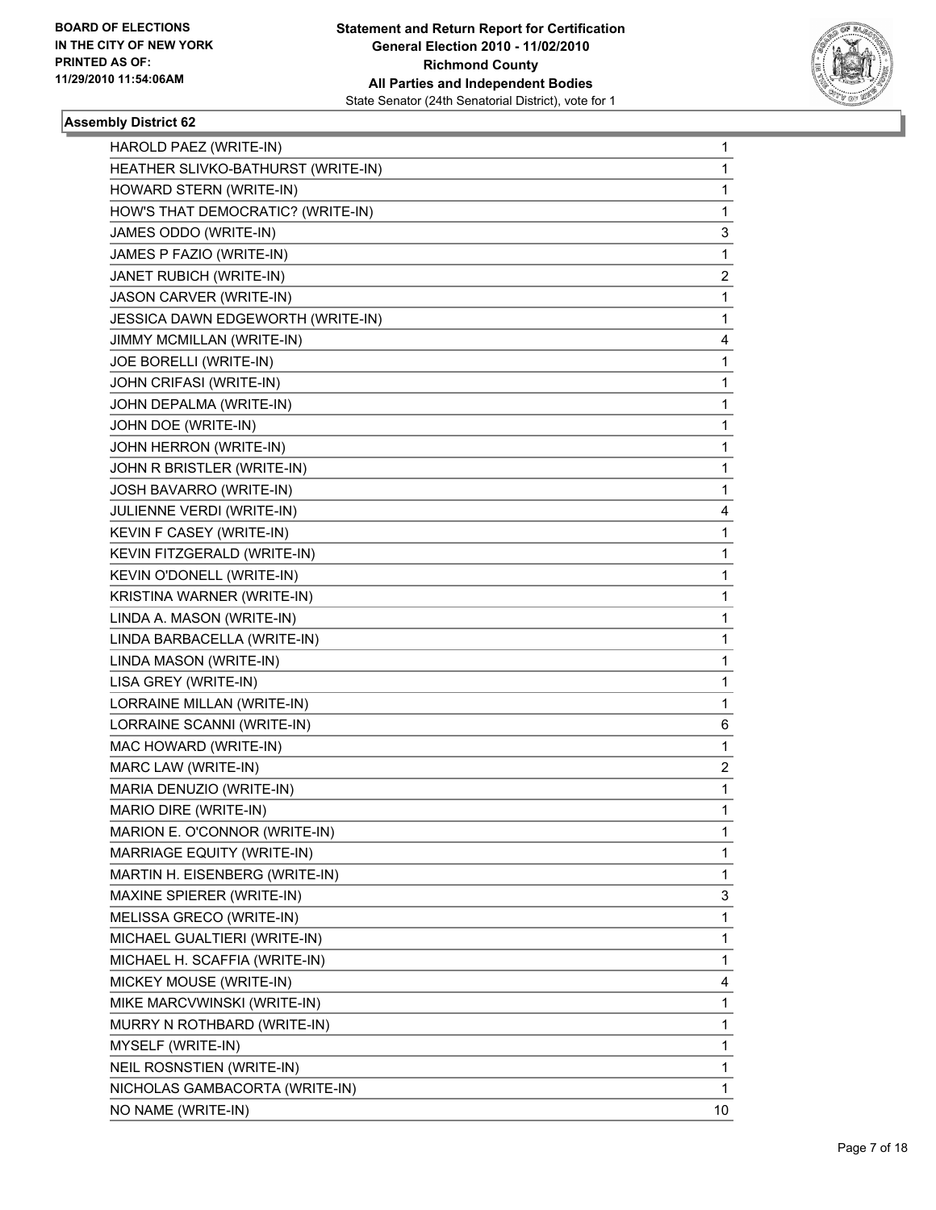BOARD OF ELECTIONS
IN THE CITY OF NEW YORK
PRINTED AS OF:
11/29/2010 11:54:06AM

**Statement and Return Report for Certification**
**General Election 2010 - 11/02/2010**
**Richmond County**
**All Parties and Independent Bodies**
State Senator (24th Senatorial District), vote for 1

### Assembly District 62

| Candidate | Votes |
|---|---|
| HAROLD PAEZ (WRITE-IN) | 1 |
| HEATHER SLIVKO-BATHURST (WRITE-IN) | 1 |
| HOWARD STERN (WRITE-IN) | 1 |
| HOW'S THAT DEMOCRATIC? (WRITE-IN) | 1 |
| JAMES ODDO (WRITE-IN) | 3 |
| JAMES P FAZIO (WRITE-IN) | 1 |
| JANET RUBICH (WRITE-IN) | 2 |
| JASON CARVER (WRITE-IN) | 1 |
| JESSICA DAWN EDGEWORTH (WRITE-IN) | 1 |
| JIMMY MCMILLAN (WRITE-IN) | 4 |
| JOE BORELLI (WRITE-IN) | 1 |
| JOHN CRIFASI (WRITE-IN) | 1 |
| JOHN DEPALMA (WRITE-IN) | 1 |
| JOHN DOE (WRITE-IN) | 1 |
| JOHN HERRON (WRITE-IN) | 1 |
| JOHN R BRISTLER (WRITE-IN) | 1 |
| JOSH BAVARRO (WRITE-IN) | 1 |
| JULIENNE VERDI (WRITE-IN) | 4 |
| KEVIN F CASEY (WRITE-IN) | 1 |
| KEVIN FITZGERALD (WRITE-IN) | 1 |
| KEVIN O'DONELL (WRITE-IN) | 1 |
| KRISTINA WARNER (WRITE-IN) | 1 |
| LINDA A. MASON (WRITE-IN) | 1 |
| LINDA BARBACELLA (WRITE-IN) | 1 |
| LINDA MASON (WRITE-IN) | 1 |
| LISA GREY (WRITE-IN) | 1 |
| LORRAINE MILLAN (WRITE-IN) | 1 |
| LORRAINE SCANNI (WRITE-IN) | 6 |
| MAC HOWARD (WRITE-IN) | 1 |
| MARC LAW (WRITE-IN) | 2 |
| MARIA DENUZIO (WRITE-IN) | 1 |
| MARIO DIRE (WRITE-IN) | 1 |
| MARION E. O'CONNOR (WRITE-IN) | 1 |
| MARRIAGE EQUITY (WRITE-IN) | 1 |
| MARTIN H. EISENBERG (WRITE-IN) | 1 |
| MAXINE SPIERER (WRITE-IN) | 3 |
| MELISSA GRECO (WRITE-IN) | 1 |
| MICHAEL GUALTIERI (WRITE-IN) | 1 |
| MICHAEL H. SCAFFIA (WRITE-IN) | 1 |
| MICKEY MOUSE (WRITE-IN) | 4 |
| MIKE MARCVWINSKI (WRITE-IN) | 1 |
| MURRY N ROTHBARD (WRITE-IN) | 1 |
| MYSELF (WRITE-IN) | 1 |
| NEIL ROSNSTIEN (WRITE-IN) | 1 |
| NICHOLAS GAMBACORTA (WRITE-IN) | 1 |
| NO NAME (WRITE-IN) | 10 |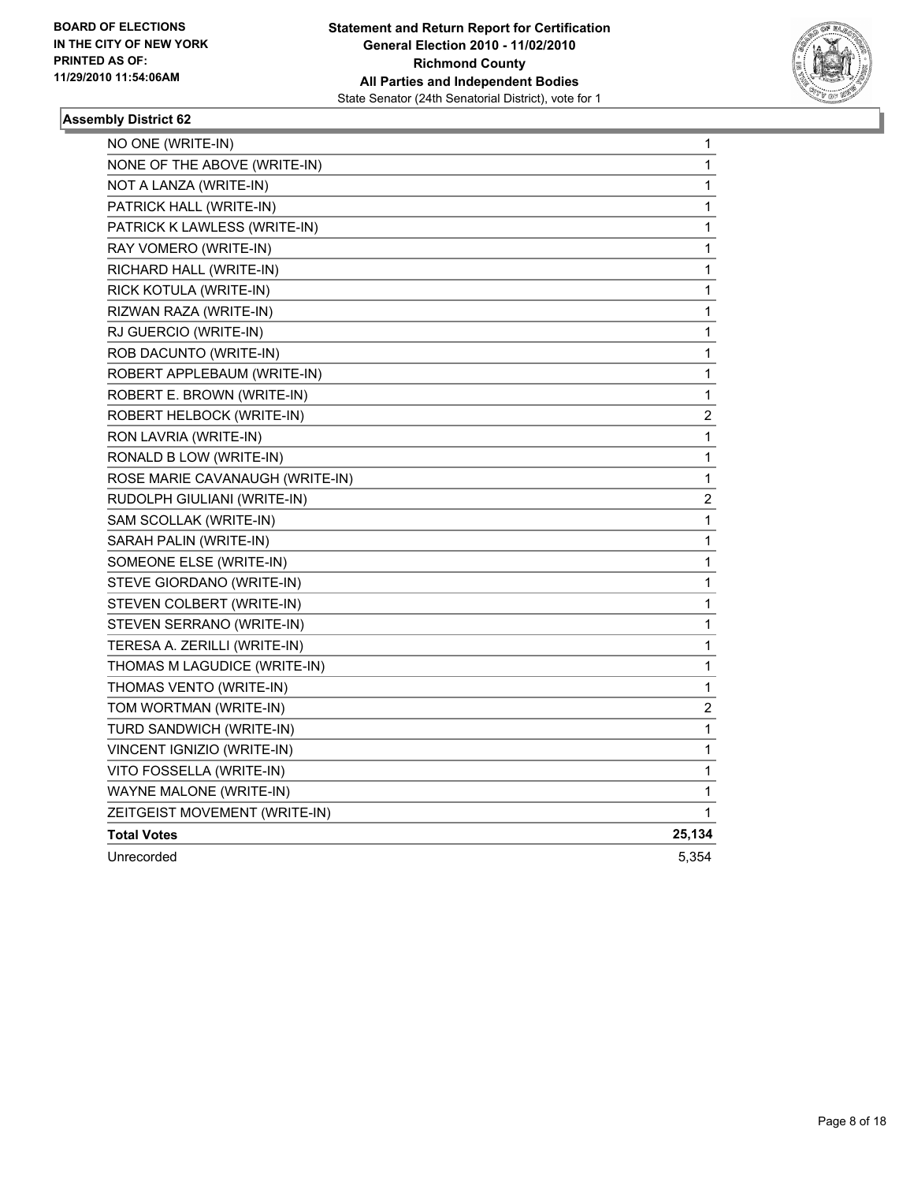**BOARD OF ELECTIONS IN THE CITY OF NEW YORK PRINTED AS OF: 11/29/2010 11:54:06AM**

**Statement and Return Report for Certification General Election 2010 - 11/02/2010 Richmond County All Parties and Independent Bodies**

State Senator (24th Senatorial District), vote for 1

### Assembly District 62

| | |
|---|---|
| NO ONE (WRITE-IN) | 1 |
| NONE OF THE ABOVE (WRITE-IN) | 1 |
| NOT A LANZA (WRITE-IN) | 1 |
| PATRICK HALL (WRITE-IN) | 1 |
| PATRICK K LAWLESS (WRITE-IN) | 1 |
| RAY VOMERO (WRITE-IN) | 1 |
| RICHARD HALL (WRITE-IN) | 1 |
| RICK KOTULA (WRITE-IN) | 1 |
| RIZWAN RAZA (WRITE-IN) | 1 |
| RJ GUERCIO (WRITE-IN) | 1 |
| ROB DACUNTO (WRITE-IN) | 1 |
| ROBERT APPLEBAUM (WRITE-IN) | 1 |
| ROBERT E. BROWN (WRITE-IN) | 1 |
| ROBERT HELBOCK (WRITE-IN) | 2 |
| RON LAVRIA (WRITE-IN) | 1 |
| RONALD B LOW (WRITE-IN) | 1 |
| ROSE MARIE CAVANAUGH (WRITE-IN) | 1 |
| RUDOLPH GIULIANI (WRITE-IN) | 2 |
| SAM SCOLLAK (WRITE-IN) | 1 |
| SARAH PALIN (WRITE-IN) | 1 |
| SOMEONE ELSE (WRITE-IN) | 1 |
| STEVE GIORDANO (WRITE-IN) | 1 |
| STEVEN COLBERT (WRITE-IN) | 1 |
| STEVEN SERRANO (WRITE-IN) | 1 |
| TERESA A. ZERILLI (WRITE-IN) | 1 |
| THOMAS M LAGUDICE (WRITE-IN) | 1 |
| THOMAS VENTO (WRITE-IN) | 1 |
| TOM WORTMAN (WRITE-IN) | 2 |
| TURD SANDWICH (WRITE-IN) | 1 |
| VINCENT IGNIZIO (WRITE-IN) | 1 |
| VITO FOSSELLA (WRITE-IN) | 1 |
| WAYNE MALONE (WRITE-IN) | 1 |
| ZEITGEIST MOVEMENT (WRITE-IN) | 1 |
| **Total Votes** | **25,134** |
| Unrecorded | 5,354 |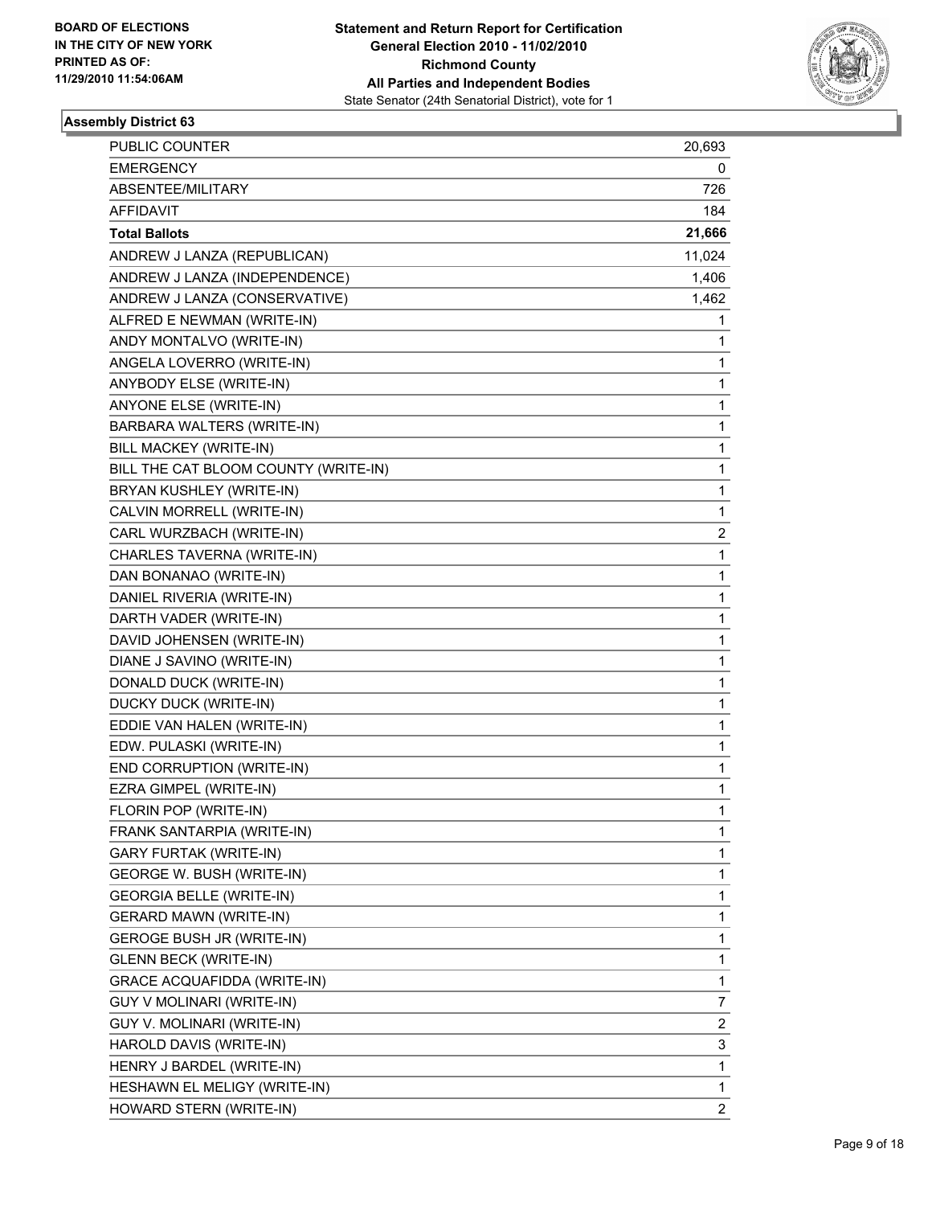**BOARD OF ELECTIONS**
**IN THE CITY OF NEW YORK**
**PRINTED AS OF:**
**11/29/2010 11:54:06AM**

**Statement and Return Report for Certification**
**General Election 2010 - 11/02/2010**
**Richmond County**
**All Parties and Independent Bodies**
State Senator (24th Senatorial District), vote for 1

### Assembly District 63

| | |
|---|---|
| PUBLIC COUNTER | 20,693 |
| EMERGENCY | 0 |
| ABSENTEE/MILITARY | 726 |
| AFFIDAVIT | 184 |
| **Total Ballots** | **21,666** |
| ANDREW J LANZA (REPUBLICAN) | 11,024 |
| ANDREW J LANZA (INDEPENDENCE) | 1,406 |
| ANDREW J LANZA (CONSERVATIVE) | 1,462 |
| ALFRED E NEWMAN (WRITE-IN) | 1 |
| ANDY MONTALVO (WRITE-IN) | 1 |
| ANGELA LOVERRO (WRITE-IN) | 1 |
| ANYBODY ELSE (WRITE-IN) | 1 |
| ANYONE ELSE (WRITE-IN) | 1 |
| BARBARA WALTERS (WRITE-IN) | 1 |
| BILL MACKEY (WRITE-IN) | 1 |
| BILL THE CAT BLOOM COUNTY (WRITE-IN) | 1 |
| BRYAN KUSHLEY (WRITE-IN) | 1 |
| CALVIN MORRELL (WRITE-IN) | 1 |
| CARL WURZBACH (WRITE-IN) | 2 |
| CHARLES TAVERNA (WRITE-IN) | 1 |
| DAN BONANAO (WRITE-IN) | 1 |
| DANIEL RIVERIA (WRITE-IN) | 1 |
| DARTH VADER (WRITE-IN) | 1 |
| DAVID JOHENSEN (WRITE-IN) | 1 |
| DIANE J SAVINO (WRITE-IN) | 1 |
| DONALD DUCK (WRITE-IN) | 1 |
| DUCKY DUCK (WRITE-IN) | 1 |
| EDDIE VAN HALEN (WRITE-IN) | 1 |
| EDW. PULASKI (WRITE-IN) | 1 |
| END CORRUPTION (WRITE-IN) | 1 |
| EZRA GIMPEL (WRITE-IN) | 1 |
| FLORIN POP (WRITE-IN) | 1 |
| FRANK SANTARPIA (WRITE-IN) | 1 |
| GARY FURTAK (WRITE-IN) | 1 |
| GEORGE W. BUSH (WRITE-IN) | 1 |
| GEORGIA BELLE (WRITE-IN) | 1 |
| GERARD MAWN (WRITE-IN) | 1 |
| GEROGE BUSH JR (WRITE-IN) | 1 |
| GLENN BECK (WRITE-IN) | 1 |
| GRACE ACQUAFIDDA (WRITE-IN) | 1 |
| GUY V MOLINARI (WRITE-IN) | 7 |
| GUY V. MOLINARI (WRITE-IN) | 2 |
| HAROLD DAVIS (WRITE-IN) | 3 |
| HENRY J BARDEL (WRITE-IN) | 1 |
| HESHAWN EL MELIGY (WRITE-IN) | 1 |
| HOWARD STERN (WRITE-IN) | 2 |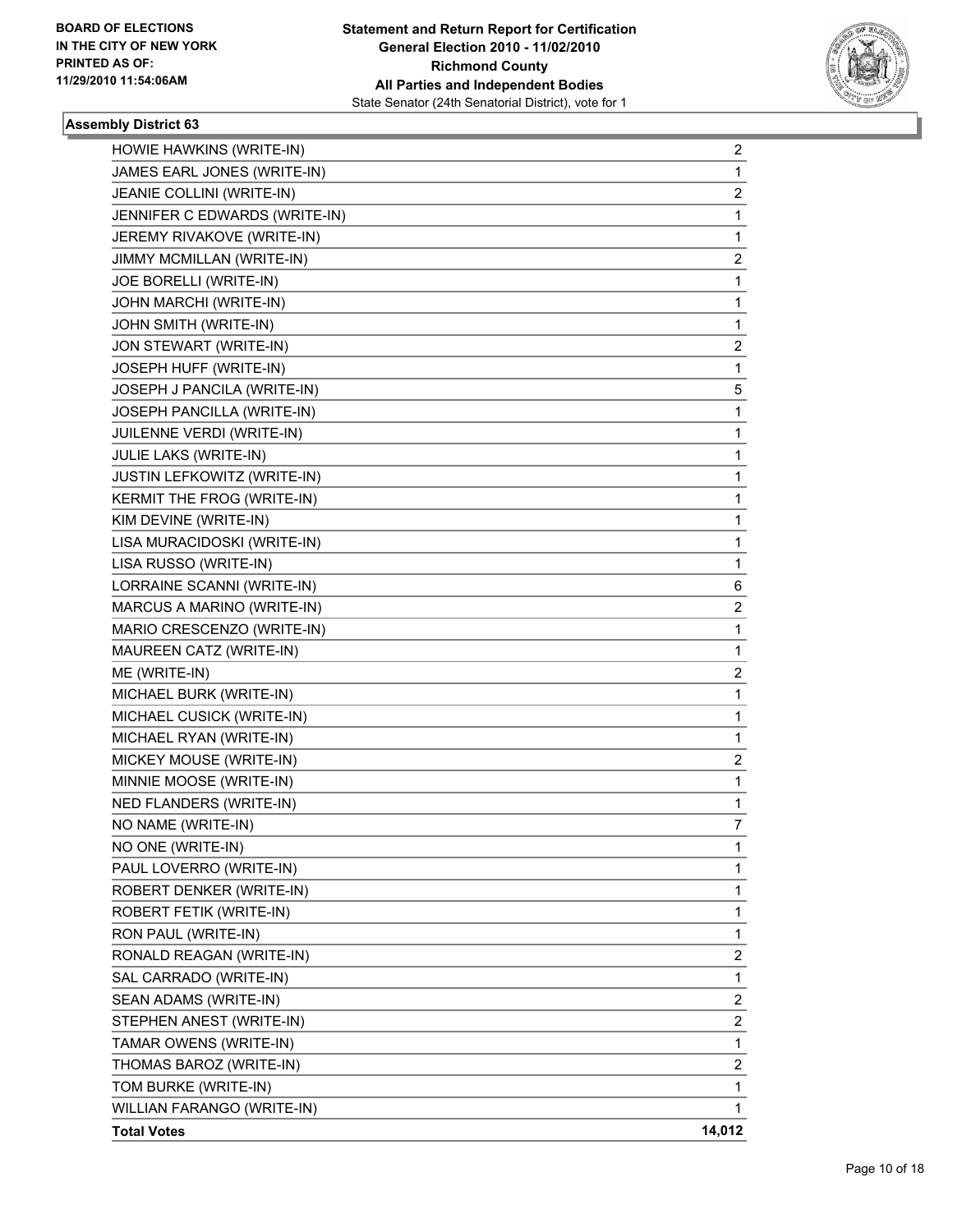**BOARD OF ELECTIONS IN THE CITY OF NEW YORK PRINTED AS OF: 11/29/2010 11:54:06AM**

**Statement and Return Report for Certification General Election 2010 - 11/02/2010 Richmond County All Parties and Independent Bodies**
State Senator (24th Senatorial District), vote for 1

### Assembly District 63

| | |
|---|---|
| HOWIE HAWKINS (WRITE-IN) | 2 |
| JAMES EARL JONES (WRITE-IN) | 1 |
| JEANIE COLLINI (WRITE-IN) | 2 |
| JENNIFER C EDWARDS (WRITE-IN) | 1 |
| JEREMY RIVAKOVE (WRITE-IN) | 1 |
| JIMMY MCMILLAN (WRITE-IN) | 2 |
| JOE BORELLI (WRITE-IN) | 1 |
| JOHN MARCHI (WRITE-IN) | 1 |
| JOHN SMITH (WRITE-IN) | 1 |
| JON STEWART (WRITE-IN) | 2 |
| JOSEPH HUFF (WRITE-IN) | 1 |
| JOSEPH J PANCILA (WRITE-IN) | 5 |
| JOSEPH PANCILLA (WRITE-IN) | 1 |
| JUILENNE VERDI (WRITE-IN) | 1 |
| JULIE LAKS (WRITE-IN) | 1 |
| JUSTIN LEFKOWITZ (WRITE-IN) | 1 |
| KERMIT THE FROG (WRITE-IN) | 1 |
| KIM DEVINE (WRITE-IN) | 1 |
| LISA MURACIDOSKI (WRITE-IN) | 1 |
| LISA RUSSO (WRITE-IN) | 1 |
| LORRAINE SCANNI (WRITE-IN) | 6 |
| MARCUS A MARINO (WRITE-IN) | 2 |
| MARIO CRESCENZO (WRITE-IN) | 1 |
| MAUREEN CATZ (WRITE-IN) | 1 |
| ME (WRITE-IN) | 2 |
| MICHAEL BURK (WRITE-IN) | 1 |
| MICHAEL CUSICK (WRITE-IN) | 1 |
| MICHAEL RYAN (WRITE-IN) | 1 |
| MICKEY MOUSE (WRITE-IN) | 2 |
| MINNIE MOOSE (WRITE-IN) | 1 |
| NED FLANDERS (WRITE-IN) | 1 |
| NO NAME (WRITE-IN) | 7 |
| NO ONE (WRITE-IN) | 1 |
| PAUL LOVERRO (WRITE-IN) | 1 |
| ROBERT DENKER (WRITE-IN) | 1 |
| ROBERT FETIK (WRITE-IN) | 1 |
| RON PAUL (WRITE-IN) | 1 |
| RONALD REAGAN (WRITE-IN) | 2 |
| SAL CARRADO (WRITE-IN) | 1 |
| SEAN ADAMS (WRITE-IN) | 2 |
| STEPHEN ANEST (WRITE-IN) | 2 |
| TAMAR OWENS (WRITE-IN) | 1 |
| THOMAS BAROZ (WRITE-IN) | 2 |
| TOM BURKE (WRITE-IN) | 1 |
| WILLIAN FARANGO (WRITE-IN) | 1 |
| **Total Votes** | **14,012** |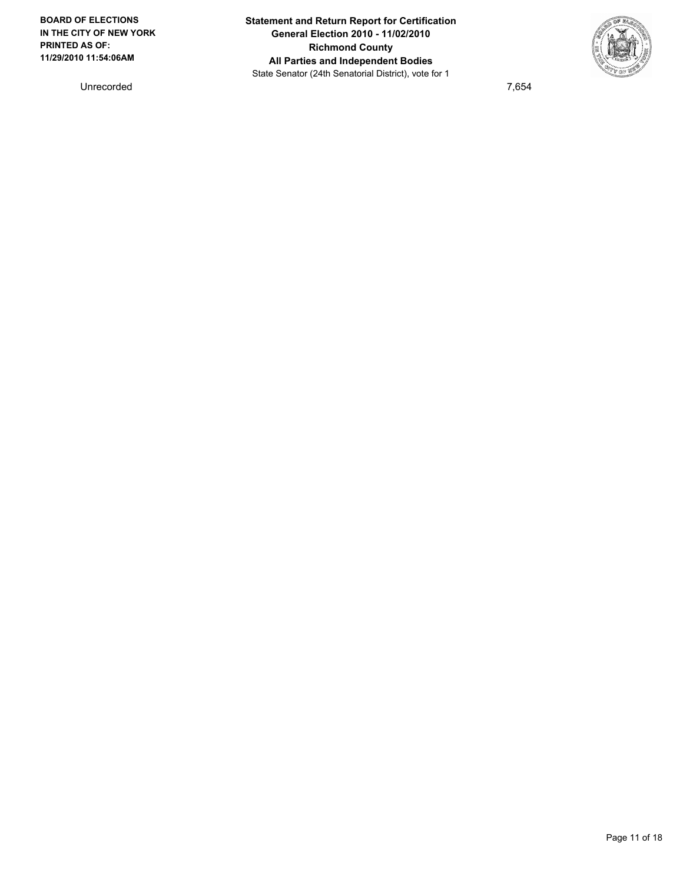| Unrecorded | 7,654 |
|---|---|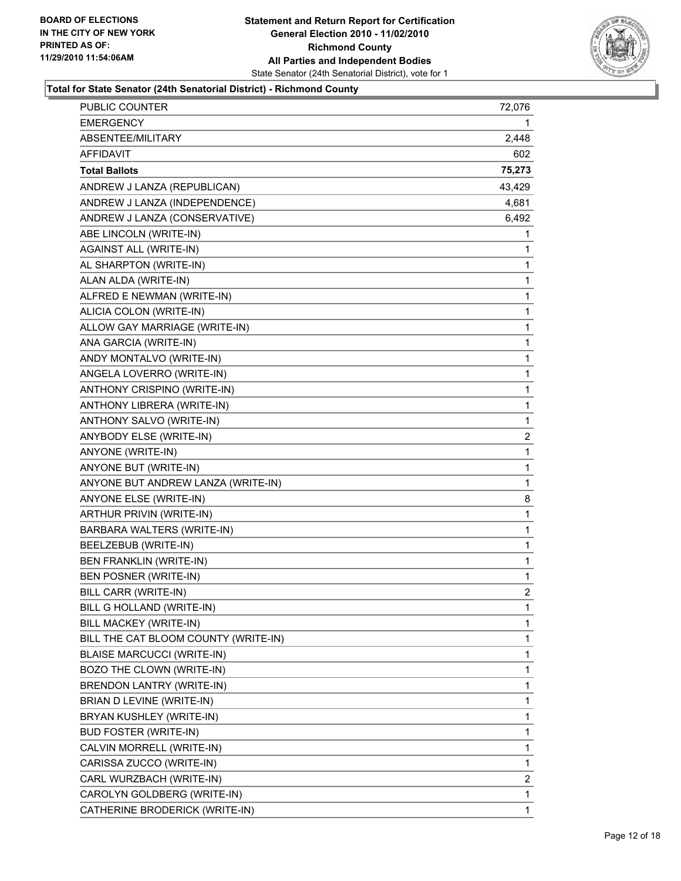**BOARD OF ELECTIONS IN THE CITY OF NEW YORK PRINTED AS OF: 11/29/2010 11:54:06AM**

**Statement and Return Report for Certification**
**General Election 2010 - 11/02/2010**
**Richmond County**
**All Parties and Independent Bodies**
State Senator (24th Senatorial District), vote for 1

### Total for State Senator (24th Senatorial District) - Richmond County

| | |
|---|---|
| PUBLIC COUNTER | 72,076 |
| EMERGENCY | 1 |
| ABSENTEE/MILITARY | 2,448 |
| AFFIDAVIT | 602 |
| **Total Ballots** | **75,273** |
| ANDREW J LANZA (REPUBLICAN) | 43,429 |
| ANDREW J LANZA (INDEPENDENCE) | 4,681 |
| ANDREW J LANZA (CONSERVATIVE) | 6,492 |
| ABE LINCOLN (WRITE-IN) | 1 |
| AGAINST ALL (WRITE-IN) | 1 |
| AL SHARPTON (WRITE-IN) | 1 |
| ALAN ALDA (WRITE-IN) | 1 |
| ALFRED E NEWMAN (WRITE-IN) | 1 |
| ALICIA COLON (WRITE-IN) | 1 |
| ALLOW GAY MARRIAGE (WRITE-IN) | 1 |
| ANA GARCIA (WRITE-IN) | 1 |
| ANDY MONTALVO (WRITE-IN) | 1 |
| ANGELA LOVERRO (WRITE-IN) | 1 |
| ANTHONY CRISPINO (WRITE-IN) | 1 |
| ANTHONY LIBRERA (WRITE-IN) | 1 |
| ANTHONY SALVO (WRITE-IN) | 1 |
| ANYBODY ELSE (WRITE-IN) | 2 |
| ANYONE (WRITE-IN) | 1 |
| ANYONE BUT (WRITE-IN) | 1 |
| ANYONE BUT ANDREW LANZA (WRITE-IN) | 1 |
| ANYONE ELSE (WRITE-IN) | 8 |
| ARTHUR PRIVIN (WRITE-IN) | 1 |
| BARBARA WALTERS (WRITE-IN) | 1 |
| BEELZEBUB (WRITE-IN) | 1 |
| BEN FRANKLIN (WRITE-IN) | 1 |
| BEN POSNER (WRITE-IN) | 1 |
| BILL CARR (WRITE-IN) | 2 |
| BILL G HOLLAND (WRITE-IN) | 1 |
| BILL MACKEY (WRITE-IN) | 1 |
| BILL THE CAT BLOOM COUNTY (WRITE-IN) | 1 |
| BLAISE MARCUCCI (WRITE-IN) | 1 |
| BOZO THE CLOWN (WRITE-IN) | 1 |
| BRENDON LANTRY (WRITE-IN) | 1 |
| BRIAN D LEVINE (WRITE-IN) | 1 |
| BRYAN KUSHLEY (WRITE-IN) | 1 |
| BUD FOSTER (WRITE-IN) | 1 |
| CALVIN MORRELL (WRITE-IN) | 1 |
| CARISSA ZUCCO (WRITE-IN) | 1 |
| CARL WURZBACH (WRITE-IN) | 2 |
| CAROLYN GOLDBERG (WRITE-IN) | 1 |
| CATHERINE BRODERICK (WRITE-IN) | 1 |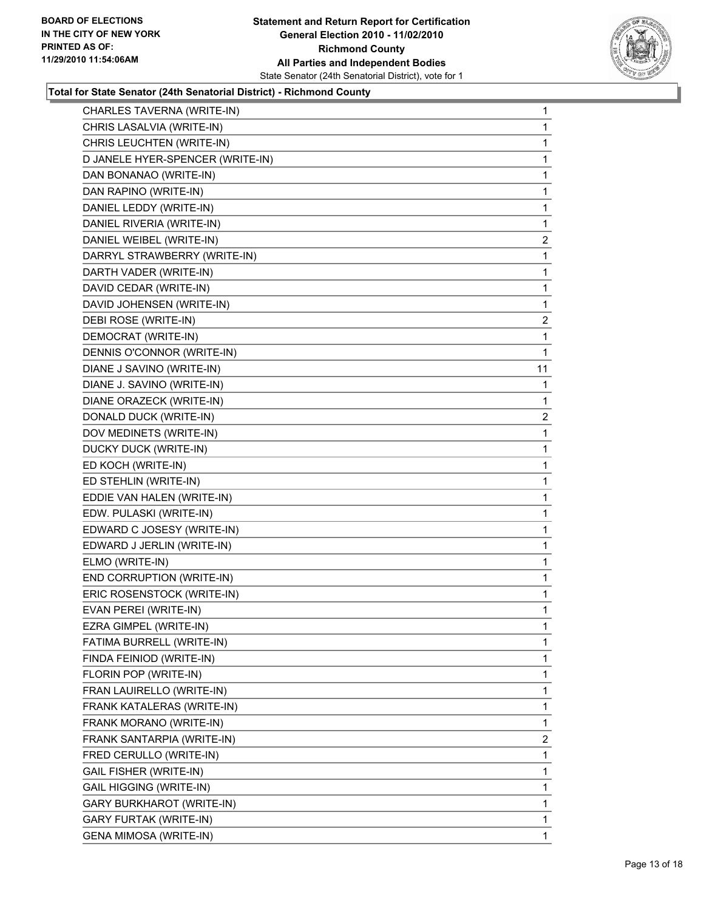**BOARD OF ELECTIONS IN THE CITY OF NEW YORK PRINTED AS OF: 11/29/2010 11:54:06AM**

**Statement and Return Report for Certification General Election 2010 - 11/02/2010 Richmond County All Parties and Independent Bodies**

State Senator (24th Senatorial District), vote for 1

**Total for State Senator (24th Senatorial District) - Richmond County**

| | |
|---|---|
| CHARLES TAVERNA (WRITE-IN) | 1 |
| CHRIS LASALVIA (WRITE-IN) | 1 |
| CHRIS LEUCHTEN (WRITE-IN) | 1 |
| D JANELE HYER-SPENCER (WRITE-IN) | 1 |
| DAN BONANAO (WRITE-IN) | 1 |
| DAN RAPINO (WRITE-IN) | 1 |
| DANIEL LEDDY (WRITE-IN) | 1 |
| DANIEL RIVERIA (WRITE-IN) | 1 |
| DANIEL WEIBEL (WRITE-IN) | 2 |
| DARRYL STRAWBERRY (WRITE-IN) | 1 |
| DARTH VADER (WRITE-IN) | 1 |
| DAVID CEDAR (WRITE-IN) | 1 |
| DAVID JOHENSEN (WRITE-IN) | 1 |
| DEBI ROSE (WRITE-IN) | 2 |
| DEMOCRAT (WRITE-IN) | 1 |
| DENNIS O'CONNOR (WRITE-IN) | 1 |
| DIANE J SAVINO (WRITE-IN) | 11 |
| DIANE J. SAVINO (WRITE-IN) | 1 |
| DIANE ORAZECK (WRITE-IN) | 1 |
| DONALD DUCK (WRITE-IN) | 2 |
| DOV MEDINETS (WRITE-IN) | 1 |
| DUCKY DUCK (WRITE-IN) | 1 |
| ED KOCH (WRITE-IN) | 1 |
| ED STEHLIN (WRITE-IN) | 1 |
| EDDIE VAN HALEN (WRITE-IN) | 1 |
| EDW. PULASKI (WRITE-IN) | 1 |
| EDWARD C JOSESY (WRITE-IN) | 1 |
| EDWARD J JERLIN (WRITE-IN) | 1 |
| ELMO (WRITE-IN) | 1 |
| END CORRUPTION (WRITE-IN) | 1 |
| ERIC ROSENSTOCK (WRITE-IN) | 1 |
| EVAN PEREI (WRITE-IN) | 1 |
| EZRA GIMPEL (WRITE-IN) | 1 |
| FATIMA BURRELL (WRITE-IN) | 1 |
| FINDA FEINIOD (WRITE-IN) | 1 |
| FLORIN POP (WRITE-IN) | 1 |
| FRAN LAUIRELLO (WRITE-IN) | 1 |
| FRANK KATALERAS (WRITE-IN) | 1 |
| FRANK MORANO (WRITE-IN) | 1 |
| FRANK SANTARPIA (WRITE-IN) | 2 |
| FRED CERULLO (WRITE-IN) | 1 |
| GAIL FISHER (WRITE-IN) | 1 |
| GAIL HIGGING (WRITE-IN) | 1 |
| GARY BURKHAROT (WRITE-IN) | 1 |
| GARY FURTAK (WRITE-IN) | 1 |
| GENA MIMOSA (WRITE-IN) | 1 |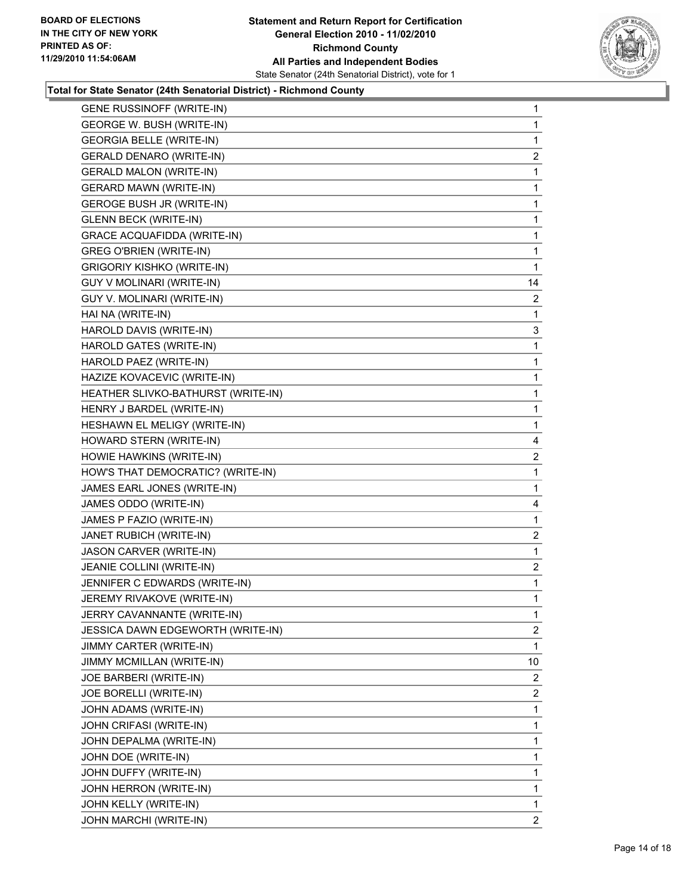**BOARD OF ELECTIONS IN THE CITY OF NEW YORK PRINTED AS OF: 11/29/2010 11:54:06AM**

**Statement and Return Report for Certification General Election 2010 - 11/02/2010 Richmond County All Parties and Independent Bodies**
State Senator (24th Senatorial District), vote for 1

**Total for State Senator (24th Senatorial District) - Richmond County**

| | |
|---|---|
| GENE RUSSINOFF (WRITE-IN) | 1 |
| GEORGE W. BUSH (WRITE-IN) | 1 |
| GEORGIA BELLE (WRITE-IN) | 1 |
| GERALD DENARO (WRITE-IN) | 2 |
| GERALD MALON (WRITE-IN) | 1 |
| GERARD MAWN (WRITE-IN) | 1 |
| GEROGE BUSH JR (WRITE-IN) | 1 |
| GLENN BECK (WRITE-IN) | 1 |
| GRACE ACQUAFIDDA (WRITE-IN) | 1 |
| GREG O'BRIEN (WRITE-IN) | 1 |
| GRIGORIY KISHKO (WRITE-IN) | 1 |
| GUY V MOLINARI (WRITE-IN) | 14 |
| GUY V. MOLINARI (WRITE-IN) | 2 |
| HAI NA (WRITE-IN) | 1 |
| HAROLD DAVIS (WRITE-IN) | 3 |
| HAROLD GATES (WRITE-IN) | 1 |
| HAROLD PAEZ (WRITE-IN) | 1 |
| HAZIZE KOVACEVIC (WRITE-IN) | 1 |
| HEATHER SLIVKO-BATHURST (WRITE-IN) | 1 |
| HENRY J BARDEL (WRITE-IN) | 1 |
| HESHAWN EL MELIGY (WRITE-IN) | 1 |
| HOWARD STERN (WRITE-IN) | 4 |
| HOWIE HAWKINS (WRITE-IN) | 2 |
| HOW'S THAT DEMOCRATIC? (WRITE-IN) | 1 |
| JAMES EARL JONES (WRITE-IN) | 1 |
| JAMES ODDO (WRITE-IN) | 4 |
| JAMES P FAZIO (WRITE-IN) | 1 |
| JANET RUBICH (WRITE-IN) | 2 |
| JASON CARVER (WRITE-IN) | 1 |
| JEANIE COLLINI (WRITE-IN) | 2 |
| JENNIFER C EDWARDS (WRITE-IN) | 1 |
| JEREMY RIVAKOVE (WRITE-IN) | 1 |
| JERRY CAVANNANTE (WRITE-IN) | 1 |
| JESSICA DAWN EDGEWORTH (WRITE-IN) | 2 |
| JIMMY CARTER (WRITE-IN) | 1 |
| JIMMY MCMILLAN (WRITE-IN) | 10 |
| JOE BARBERI (WRITE-IN) | 2 |
| JOE BORELLI (WRITE-IN) | 2 |
| JOHN ADAMS (WRITE-IN) | 1 |
| JOHN CRIFASI (WRITE-IN) | 1 |
| JOHN DEPALMA (WRITE-IN) | 1 |
| JOHN DOE (WRITE-IN) | 1 |
| JOHN DUFFY (WRITE-IN) | 1 |
| JOHN HERRON (WRITE-IN) | 1 |
| JOHN KELLY (WRITE-IN) | 1 |
| JOHN MARCHI (WRITE-IN) | 2 |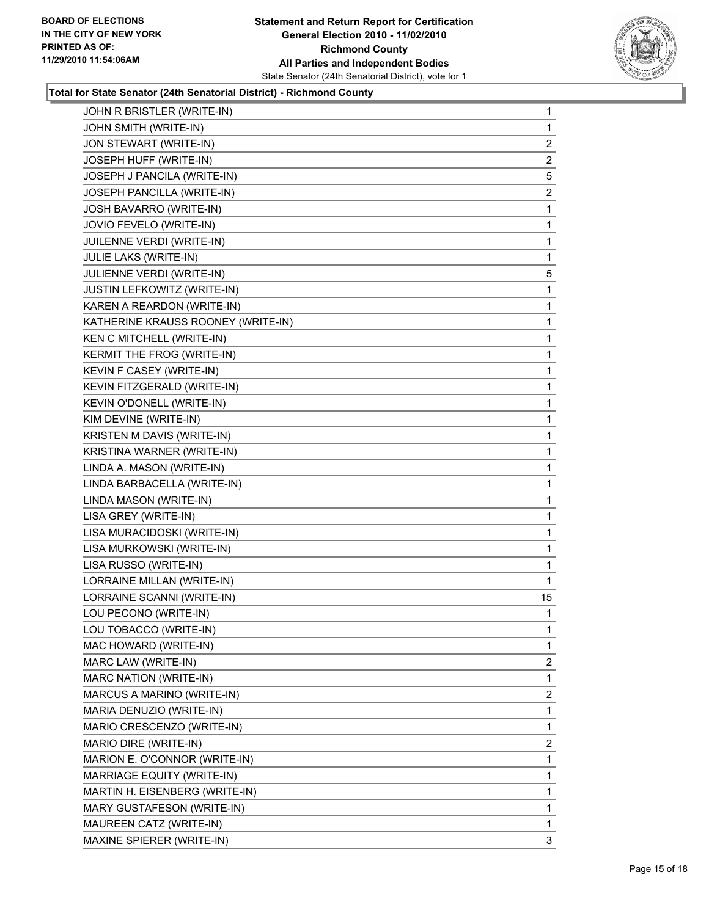**Total for State Senator (24th Senatorial District) - Richmond County**

| | |
|---|---|
| JOHN R BRISTLER (WRITE-IN) | 1 |
| JOHN SMITH (WRITE-IN) | 1 |
| JON STEWART (WRITE-IN) | 2 |
| JOSEPH HUFF (WRITE-IN) | 2 |
| JOSEPH J PANCILA (WRITE-IN) | 5 |
| JOSEPH PANCILLA (WRITE-IN) | 2 |
| JOSH BAVARRO (WRITE-IN) | 1 |
| JOVIO FEVELO (WRITE-IN) | 1 |
| JUILENNE VERDI (WRITE-IN) | 1 |
| JULIE LAKS (WRITE-IN) | 1 |
| JULIENNE VERDI (WRITE-IN) | 5 |
| JUSTIN LEFKOWITZ (WRITE-IN) | 1 |
| KAREN A REARDON (WRITE-IN) | 1 |
| KATHERINE KRAUSS ROONEY (WRITE-IN) | 1 |
| KEN C MITCHELL (WRITE-IN) | 1 |
| KERMIT THE FROG (WRITE-IN) | 1 |
| KEVIN F CASEY (WRITE-IN) | 1 |
| KEVIN FITZGERALD (WRITE-IN) | 1 |
| KEVIN O'DONELL (WRITE-IN) | 1 |
| KIM DEVINE (WRITE-IN) | 1 |
| KRISTEN M DAVIS (WRITE-IN) | 1 |
| KRISTINA WARNER (WRITE-IN) | 1 |
| LINDA A. MASON (WRITE-IN) | 1 |
| LINDA BARBACELLA (WRITE-IN) | 1 |
| LINDA MASON (WRITE-IN) | 1 |
| LISA GREY (WRITE-IN) | 1 |
| LISA MURACIDOSKI (WRITE-IN) | 1 |
| LISA MURKOWSKI (WRITE-IN) | 1 |
| LISA RUSSO (WRITE-IN) | 1 |
| LORRAINE MILLAN (WRITE-IN) | 1 |
| LORRAINE SCANNI (WRITE-IN) | 15 |
| LOU PECONO (WRITE-IN) | 1 |
| LOU TOBACCO (WRITE-IN) | 1 |
| MAC HOWARD (WRITE-IN) | 1 |
| MARC LAW (WRITE-IN) | 2 |
| MARC NATION (WRITE-IN) | 1 |
| MARCUS A MARINO (WRITE-IN) | 2 |
| MARIA DENUZIO (WRITE-IN) | 1 |
| MARIO CRESCENZO (WRITE-IN) | 1 |
| MARIO DIRE (WRITE-IN) | 2 |
| MARION E. O'CONNOR (WRITE-IN) | 1 |
| MARRIAGE EQUITY (WRITE-IN) | 1 |
| MARTIN H. EISENBERG (WRITE-IN) | 1 |
| MARY GUSTAFESON (WRITE-IN) | 1 |
| MAUREEN CATZ (WRITE-IN) | 1 |
| MAXINE SPIERER (WRITE-IN) | 3 |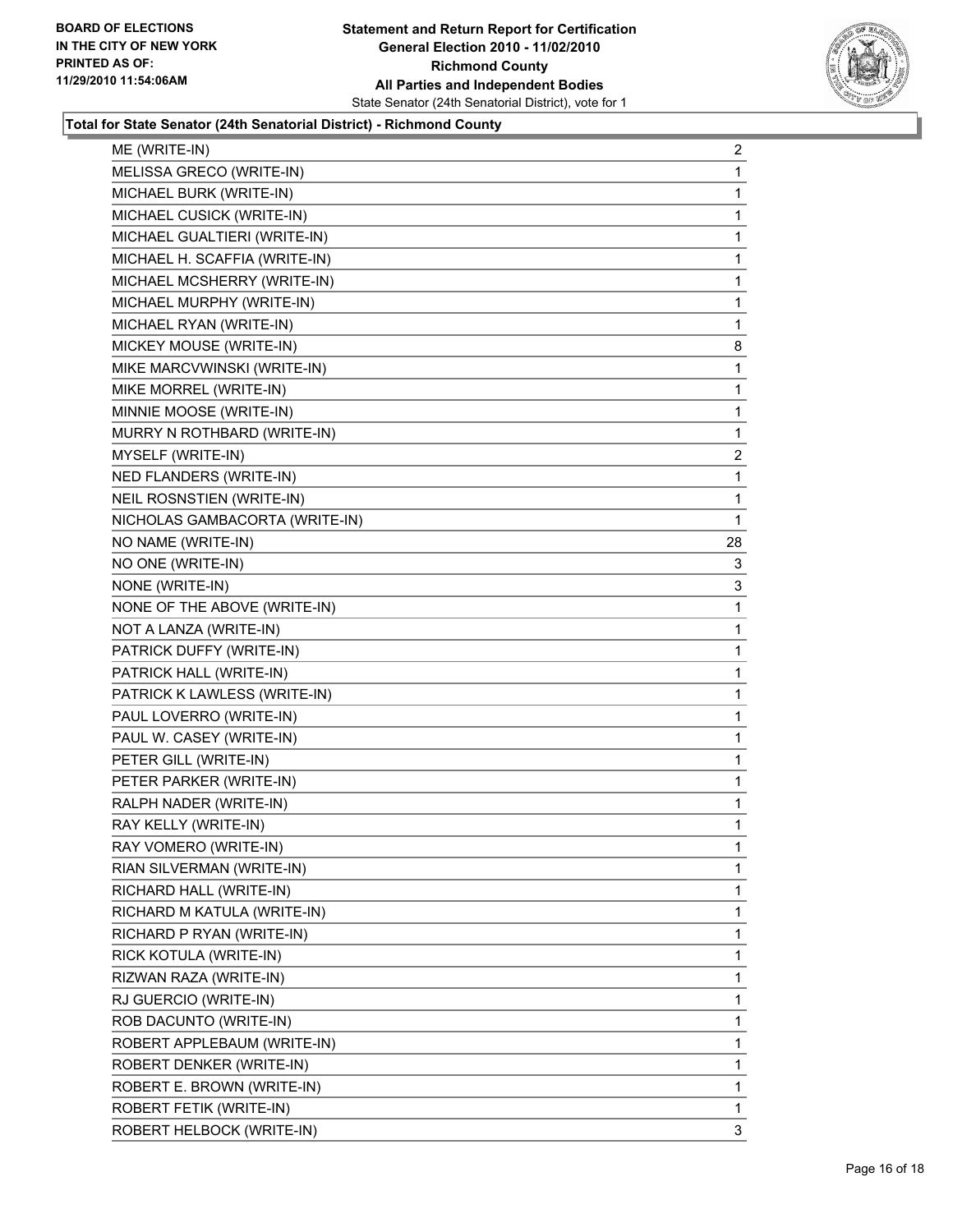**BOARD OF ELECTIONS IN THE CITY OF NEW YORK PRINTED AS OF: 11/29/2010 11:54:06AM**

**Statement and Return Report for Certification**
**General Election 2010 - 11/02/2010**
**Richmond County**
**All Parties and Independent Bodies**
State Senator (24th Senatorial District), vote for 1

### Total for State Senator (24th Senatorial District) - Richmond County

| | |
|---|---|
| ME (WRITE-IN) | 2 |
| MELISSA GRECO (WRITE-IN) | 1 |
| MICHAEL BURK (WRITE-IN) | 1 |
| MICHAEL CUSICK (WRITE-IN) | 1 |
| MICHAEL GUALTIERI (WRITE-IN) | 1 |
| MICHAEL H. SCAFFIA (WRITE-IN) | 1 |
| MICHAEL MCSHERRY (WRITE-IN) | 1 |
| MICHAEL MURPHY (WRITE-IN) | 1 |
| MICHAEL RYAN (WRITE-IN) | 1 |
| MICKEY MOUSE (WRITE-IN) | 8 |
| MIKE MARCVWINSKI (WRITE-IN) | 1 |
| MIKE MORREL (WRITE-IN) | 1 |
| MINNIE MOOSE (WRITE-IN) | 1 |
| MURRY N ROTHBARD (WRITE-IN) | 1 |
| MYSELF (WRITE-IN) | 2 |
| NED FLANDERS (WRITE-IN) | 1 |
| NEIL ROSNSTIEN (WRITE-IN) | 1 |
| NICHOLAS GAMBACORTA (WRITE-IN) | 1 |
| NO NAME (WRITE-IN) | 28 |
| NO ONE (WRITE-IN) | 3 |
| NONE (WRITE-IN) | 3 |
| NONE OF THE ABOVE (WRITE-IN) | 1 |
| NOT A LANZA (WRITE-IN) | 1 |
| PATRICK DUFFY (WRITE-IN) | 1 |
| PATRICK HALL (WRITE-IN) | 1 |
| PATRICK K LAWLESS (WRITE-IN) | 1 |
| PAUL LOVERRO (WRITE-IN) | 1 |
| PAUL W. CASEY (WRITE-IN) | 1 |
| PETER GILL (WRITE-IN) | 1 |
| PETER PARKER (WRITE-IN) | 1 |
| RALPH NADER (WRITE-IN) | 1 |
| RAY KELLY (WRITE-IN) | 1 |
| RAY VOMERO (WRITE-IN) | 1 |
| RIAN SILVERMAN (WRITE-IN) | 1 |
| RICHARD HALL (WRITE-IN) | 1 |
| RICHARD M KATULA (WRITE-IN) | 1 |
| RICHARD P RYAN (WRITE-IN) | 1 |
| RICK KOTULA (WRITE-IN) | 1 |
| RIZWAN RAZA (WRITE-IN) | 1 |
| RJ GUERCIO (WRITE-IN) | 1 |
| ROB DACUNTO (WRITE-IN) | 1 |
| ROBERT APPLEBAUM (WRITE-IN) | 1 |
| ROBERT DENKER (WRITE-IN) | 1 |
| ROBERT E. BROWN (WRITE-IN) | 1 |
| ROBERT FETIK (WRITE-IN) | 1 |
| ROBERT HELBOCK (WRITE-IN) | 3 |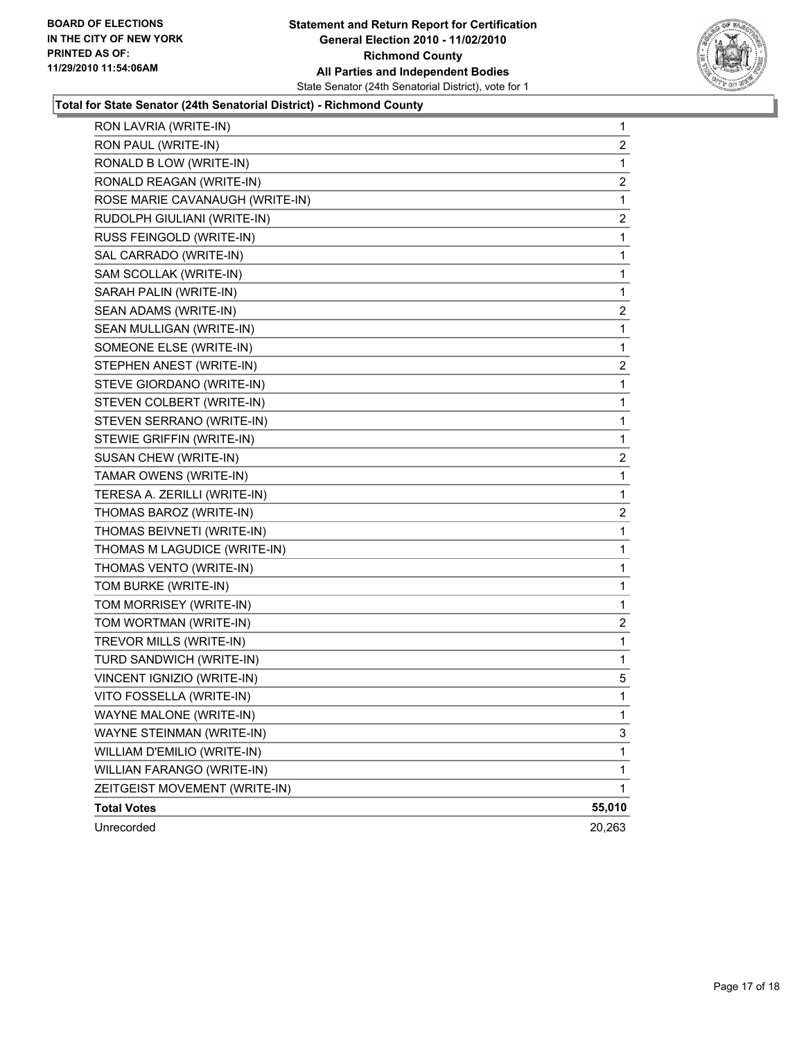**BOARD OF ELECTIONS IN THE CITY OF NEW YORK PRINTED AS OF: 11/29/2010 11:54:06AM**

**Statement and Return Report for Certification General Election 2010 - 11/02/2010 Richmond County All Parties and Independent Bodies**
State Senator (24th Senatorial District), vote for 1

**Total for State Senator (24th Senatorial District) - Richmond County**

| | |
|---|---|
| RON LAVRIA (WRITE-IN) | 1 |
| RON PAUL (WRITE-IN) | 2 |
| RONALD B LOW (WRITE-IN) | 1 |
| RONALD REAGAN (WRITE-IN) | 2 |
| ROSE MARIE CAVANAUGH (WRITE-IN) | 1 |
| RUDOLPH GIULIANI (WRITE-IN) | 2 |
| RUSS FEINGOLD (WRITE-IN) | 1 |
| SAL CARRADO (WRITE-IN) | 1 |
| SAM SCOLLAK (WRITE-IN) | 1 |
| SARAH PALIN (WRITE-IN) | 1 |
| SEAN ADAMS (WRITE-IN) | 2 |
| SEAN MULLIGAN (WRITE-IN) | 1 |
| SOMEONE ELSE (WRITE-IN) | 1 |
| STEPHEN ANEST (WRITE-IN) | 2 |
| STEVE GIORDANO (WRITE-IN) | 1 |
| STEVEN COLBERT (WRITE-IN) | 1 |
| STEVEN SERRANO (WRITE-IN) | 1 |
| STEWIE GRIFFIN (WRITE-IN) | 1 |
| SUSAN CHEW (WRITE-IN) | 2 |
| TAMAR OWENS (WRITE-IN) | 1 |
| TERESA A. ZERILLI (WRITE-IN) | 1 |
| THOMAS BAROZ (WRITE-IN) | 2 |
| THOMAS BEIVNETI (WRITE-IN) | 1 |
| THOMAS M LAGUDICE (WRITE-IN) | 1 |
| THOMAS VENTO (WRITE-IN) | 1 |
| TOM BURKE (WRITE-IN) | 1 |
| TOM MORRISEY (WRITE-IN) | 1 |
| TOM WORTMAN (WRITE-IN) | 2 |
| TREVOR MILLS (WRITE-IN) | 1 |
| TURD SANDWICH (WRITE-IN) | 1 |
| VINCENT IGNIZIO (WRITE-IN) | 5 |
| VITO FOSSELLA (WRITE-IN) | 1 |
| WAYNE MALONE (WRITE-IN) | 1 |
| WAYNE STEINMAN (WRITE-IN) | 3 |
| WILLIAM D'EMILIO (WRITE-IN) | 1 |
| WILLIAN FARANGO (WRITE-IN) | 1 |
| ZEITGEIST MOVEMENT (WRITE-IN) | 1 |
| **Total Votes** | **55,010** |
| Unrecorded | 20,263 |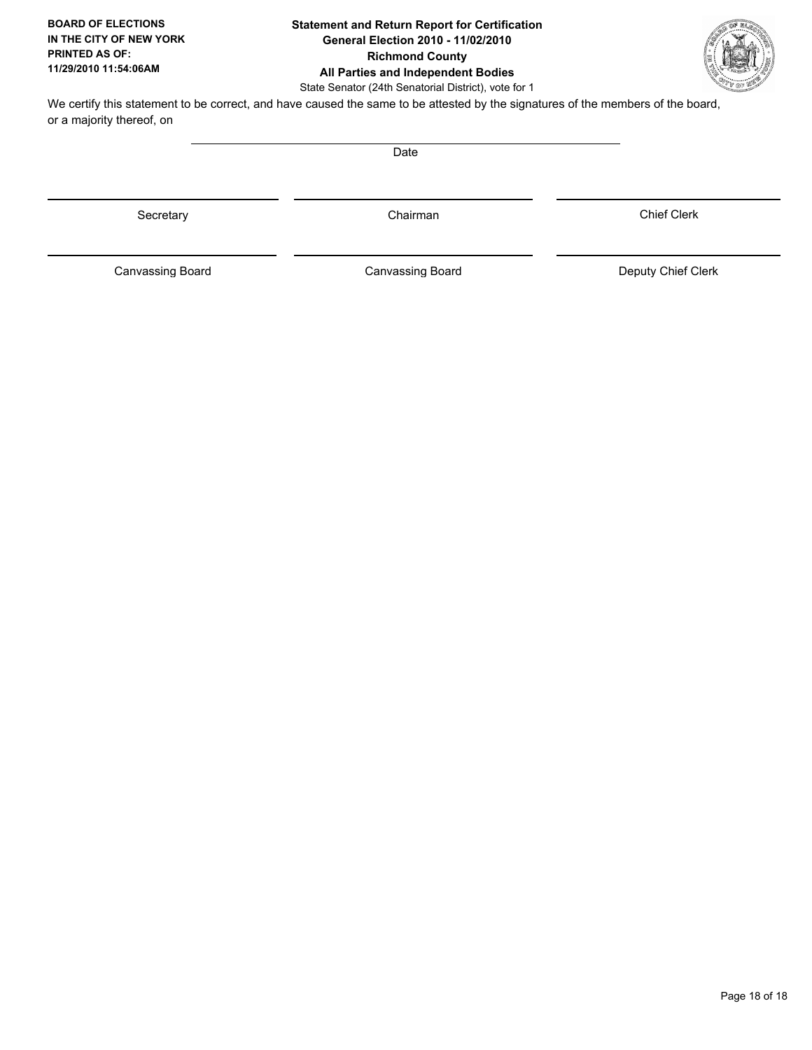**BOARD OF ELECTIONS IN THE CITY OF NEW YORK**
**PRINTED AS OF: 11/29/2010 11:54:06AM**

**Statement and Return Report for Certification**
**General Election 2010 - 11/02/2010**
**Richmond County**
**All Parties and Independent Bodies**
State Senator (24th Senatorial District), vote for 1

We certify this statement to be correct, and have caused the same to be attested by the signatures of the members of the board, or a majority thereof, on

Date

| | | |
|---|---|---|
| Secretary | Chairman | Chief Clerk |
| Canvassing Board | Canvassing Board | Deputy Chief Clerk |